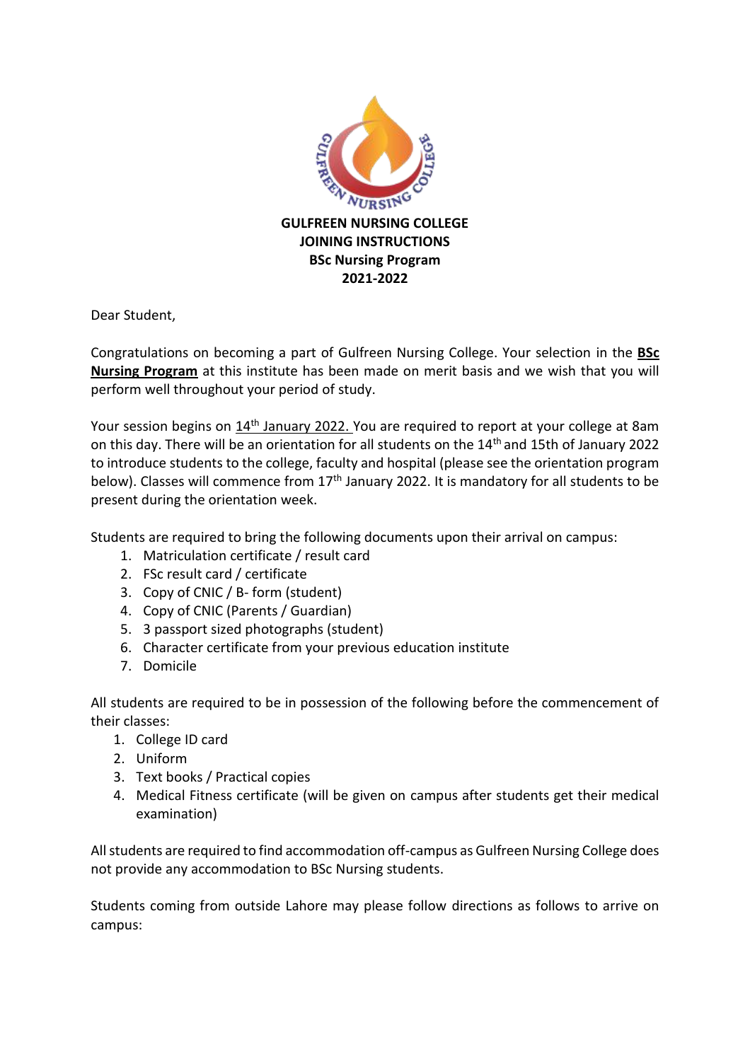**GULFREEN NURSING COLLEGE**
**JOINING INSTRUCTIONS**
**BSc Nursing Program**
**2021-2022**

Dear Student,

Congratulations on becoming a part of Gulfreen Nursing College. Your selection in the **BSc Nursing Program** at this institute has been made on merit basis and we wish that you will perform well throughout your period of study.

Your session begins on 14th January 2022. You are required to report at your college at 8am on this day. There will be an orientation for all students on the 14th and 15th of January 2022 to introduce students to the college, faculty and hospital (please see the orientation program below). Classes will commence from 17th January 2022. It is mandatory for all students to be present during the orientation week.

Students are required to bring the following documents upon their arrival on campus:

1. Matriculation certificate / result card
2. FSc result card / certificate
3. Copy of CNIC / B- form (student)
4. Copy of CNIC (Parents / Guardian)
5. 3 passport sized photographs (student)
6. Character certificate from your previous education institute
7. Domicile

All students are required to be in possession of the following before the commencement of their classes:

1. College ID card
2. Uniform
3. Text books / Practical copies
4. Medical Fitness certificate (will be given on campus after students get their medical examination)

All students are required to find accommodation off-campus as Gulfreen Nursing College does not provide any accommodation to BSc Nursing students.

Students coming from outside Lahore may please follow directions as follows to arrive on campus: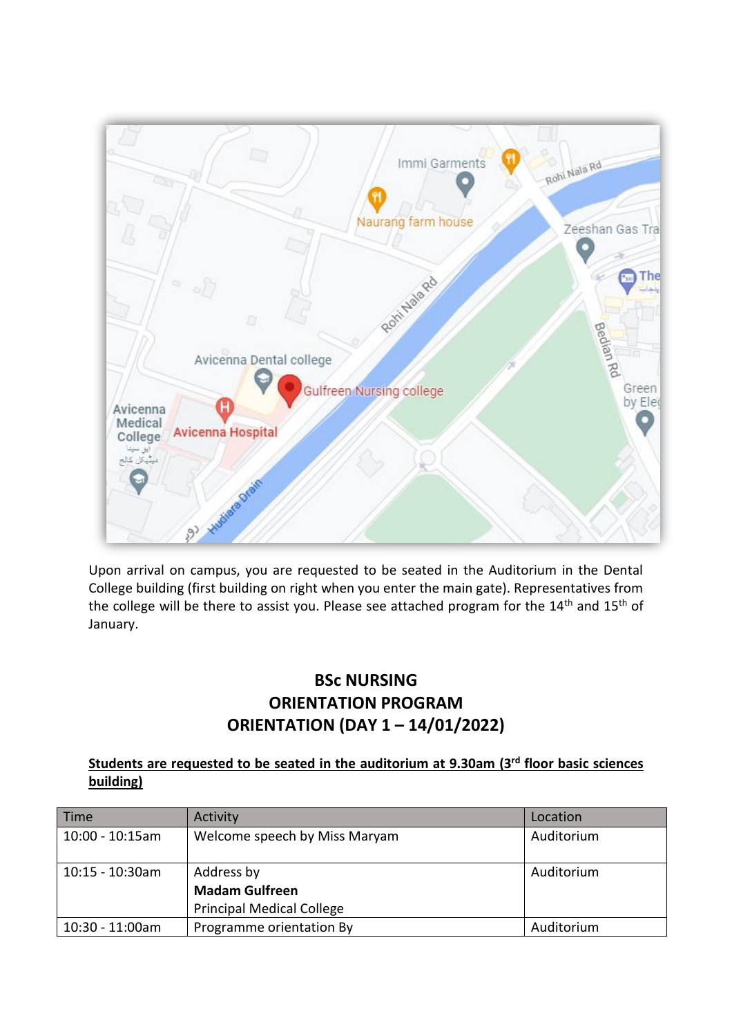Upon arrival on campus, you are requested to be seated in the Auditorium in the Dental College building (first building on right when you enter the main gate). Representatives from the college will be there to assist you. Please see attached program for the 14th and 15th of January.

## BSc NURSING
## ORIENTATION PROGRAM
## ORIENTATION (DAY 1 – 14/01/2022)

**Students are requested to be seated in the auditorium at 9.30am (3rd floor basic sciences building)**

| Time | Activity | Location |
|---|---|---|
| 10:00 - 10:15am | Welcome speech by Miss Maryam | Auditorium |
| 10:15 - 10:30am | Address by<br>**Madam Gulfreen**<br>Principal Medical College | Auditorium |
| 10:30 - 11:00am | Programme orientation By | Auditorium |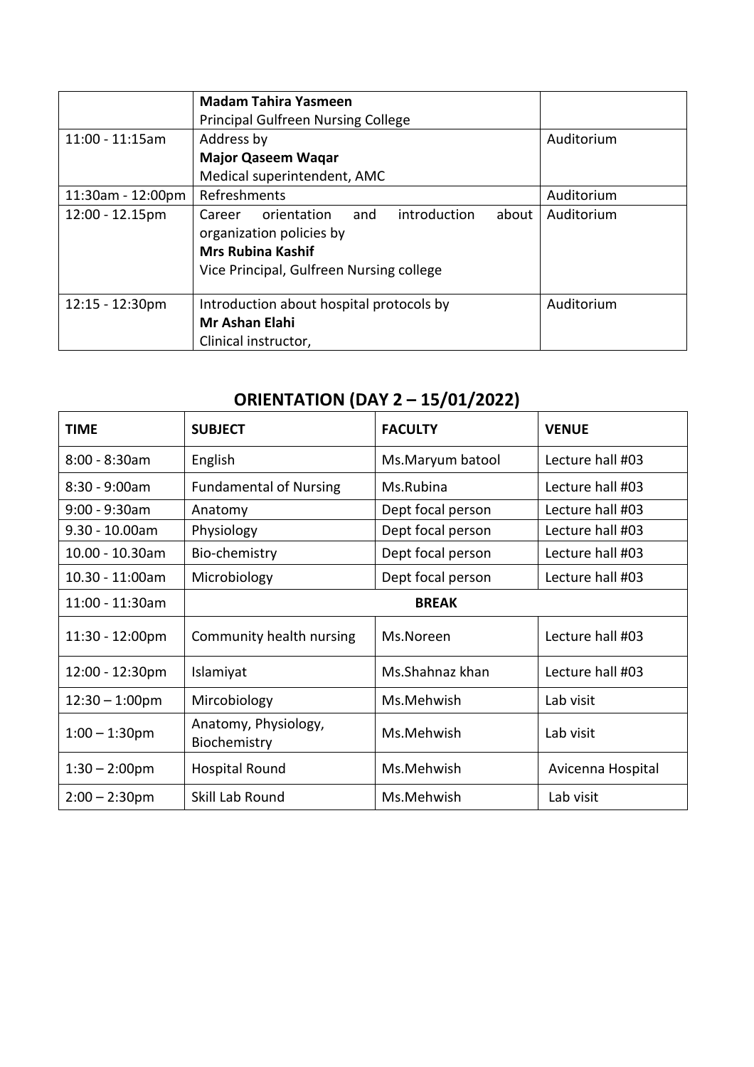| | | |
|---|---|---|
| | **Madam Tahira Yasmeen**<br>Principal Gulfreen Nursing College | |
| 11:00 - 11:15am | Address by<br>**Major Qaseem Waqar**<br>Medical superintendent, AMC | Auditorium |
| 11:30am - 12:00pm | Refreshments | Auditorium |
| 12:00 - 12.15pm | Career orientation and introduction about organization policies by<br>**Mrs Rubina Kashif**<br>Vice Principal, Gulfreen Nursing college | Auditorium |
| 12:15 - 12:30pm | Introduction about hospital protocols by<br>**Mr Ashan Elahi**<br>Clinical instructor, | Auditorium |

## ORIENTATION (DAY 2 – 15/01/2022)

| **TIME** | **SUBJECT** | **FACULTY** | **VENUE** |
|---|---|---|---|
| 8:00 - 8:30am | English | Ms.Maryum batool | Lecture hall #03 |
| 8:30 - 9:00am | Fundamental of Nursing | Ms.Rubina | Lecture hall #03 |
| 9:00 - 9:30am | Anatomy | Dept focal person | Lecture hall #03 |
| 9.30 - 10.00am | Physiology | Dept focal person | Lecture hall #03 |
| 10.00 - 10.30am | Bio-chemistry | Dept focal person | Lecture hall #03 |
| 10.30 - 11:00am | Microbiology | Dept focal person | Lecture hall #03 |
| 11:00 - 11:30am | **BREAK** | | |
| 11:30 - 12:00pm | Community health nursing | Ms.Noreen | Lecture hall #03 |
| 12:00 - 12:30pm | Islamiyat | Ms.Shahnaz khan | Lecture hall #03 |
| 12:30 – 1:00pm | Mircobiology | Ms.Mehwish | Lab visit |
| 1:00 – 1:30pm | Anatomy, Physiology, Biochemistry | Ms.Mehwish | Lab visit |
| 1:30 – 2:00pm | Hospital Round | Ms.Mehwish | Avicenna Hospital |
| 2:00 – 2:30pm | Skill Lab Round | Ms.Mehwish | Lab visit |